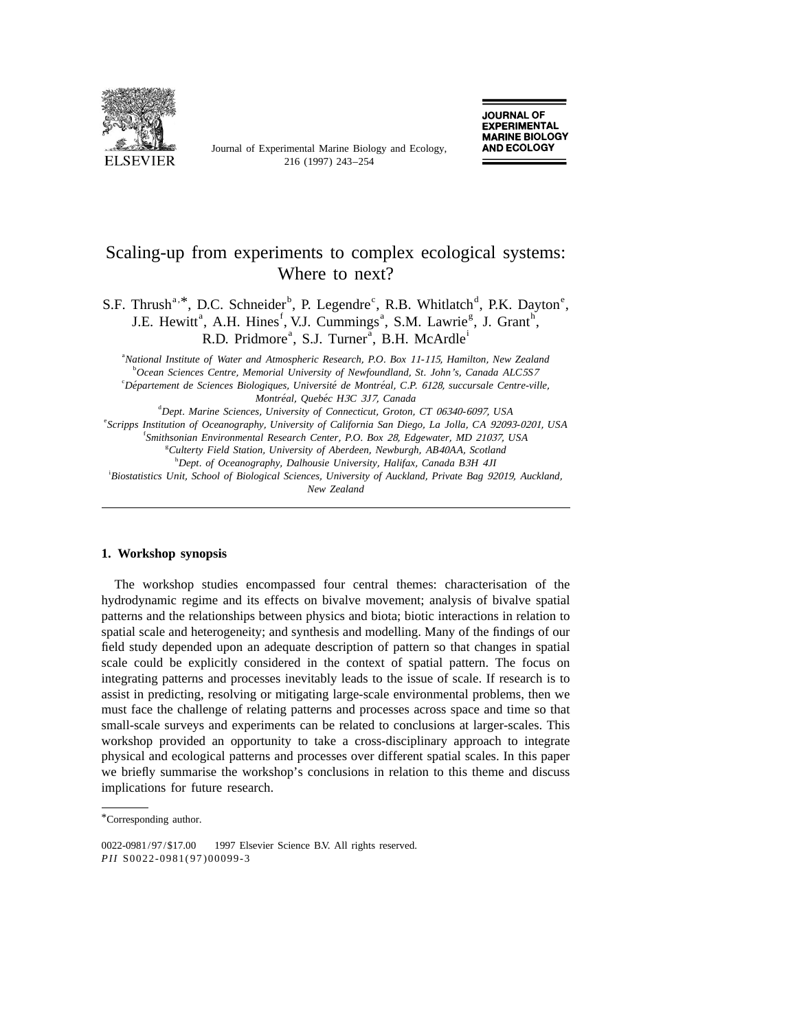# Scaling-up from experiments to complex ecological systems: Where to next?

S.F. Thrush[a,*], D.C. Schneider[b], P. Legendre[c], R.B. Whitlatch[d], P.K. Dayton[e], J.E. Hewitt[a], A.H. Hines[f], V.J. Cummings[a], S.M. Lawrie[g], J. Grant[h], R.D. Pridmore[a], S.J. Turner[a], B.H. McArdle[i]

[a] *National Institute of Water and Atmospheric Research, P.O. Box 11-115, Hamilton, New Zealand*
[b] *Ocean Sciences Centre, Memorial University of Newfoundland, St. John's, Canada ALC5S7*
[c] *Département de Sciences Biologiques, Université de Montréal, C.P. 6128, succursale Centre-ville, Montréal, Quebéc H3C 3J7, Canada*
[d] *Dept. Marine Sciences, University of Connecticut, Groton, CT 06340-6097, USA*
[e] *Scripps Institution of Oceanography, University of California San Diego, La Jolla, CA 92093-0201, USA*
[f] *Smithsonian Environmental Research Center, P.O. Box 28, Edgewater, MD 21037, USA*
[g] *Culterty Field Station, University of Aberdeen, Newburgh, AB40AA, Scotland*
[h] *Dept. of Oceanography, Dalhousie University, Halifax, Canada B3H 4JI*
[i] *Biostatistics Unit, School of Biological Sciences, University of Auckland, Private Bag 92019, Auckland, New Zealand*

## 1. Workshop synopsis

The workshop studies encompassed four central themes: characterisation of the hydrodynamic regime and its effects on bivalve movement; analysis of bivalve spatial patterns and the relationships between physics and biota; biotic interactions in relation to spatial scale and heterogeneity; and synthesis and modelling. Many of the findings of our field study depended upon an adequate description of pattern so that changes in spatial scale could be explicitly considered in the context of spatial pattern. The focus on integrating patterns and processes inevitably leads to the issue of scale. If research is to assist in predicting, resolving or mitigating large-scale environmental problems, then we must face the challenge of relating patterns and processes across space and time so that small-scale surveys and experiments can be related to conclusions at larger-scales. This workshop provided an opportunity to take a cross-disciplinary approach to integrate physical and ecological patterns and processes over different spatial scales. In this paper we briefly summarise the workshop's conclusions in relation to this theme and discuss implications for future research.

*Corresponding author.

0022-0981/97/$17.00 © 1997 Elsevier Science B.V. All rights reserved.
*PII* S0022-0981(97)00099-3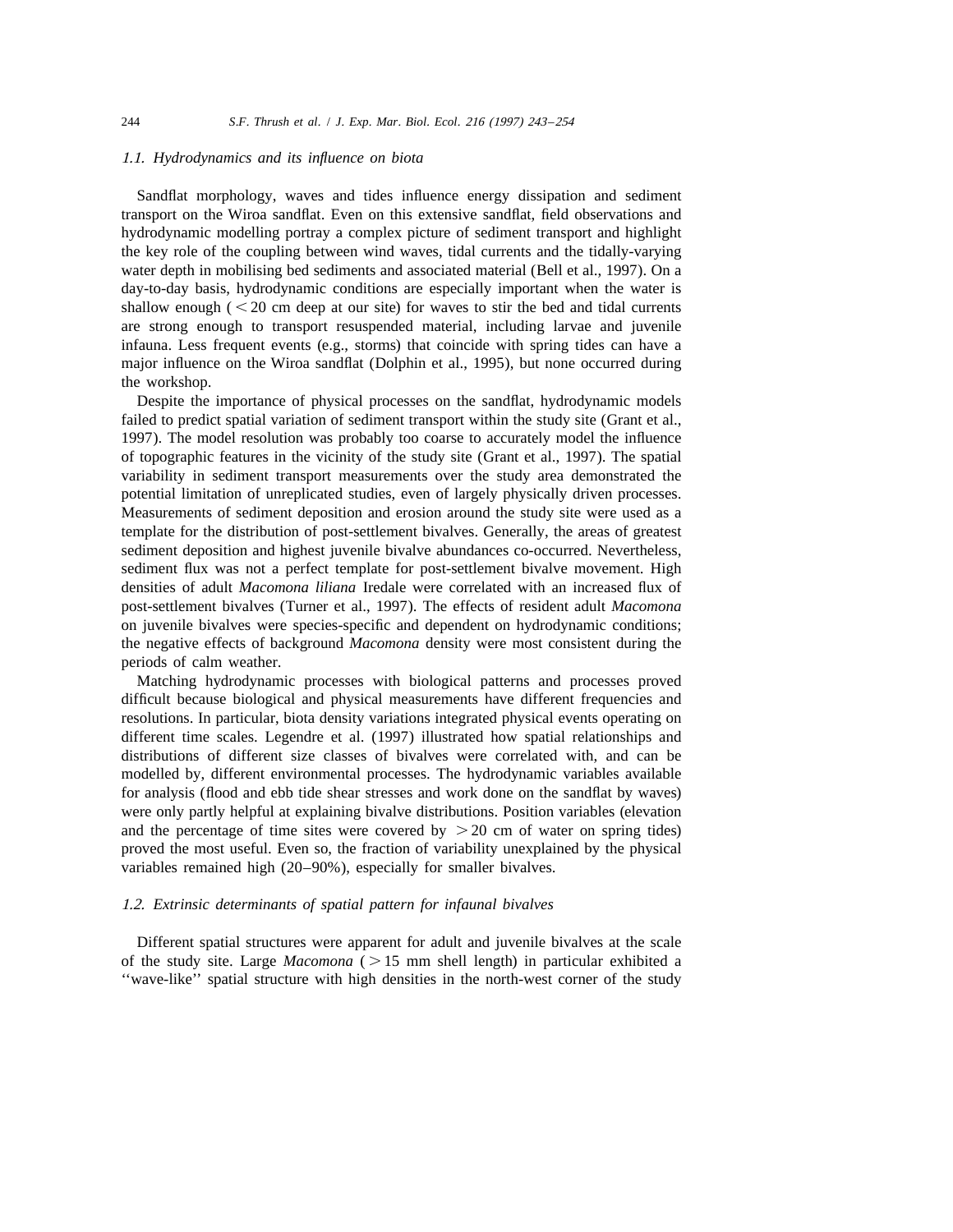### 1.1. Hydrodynamics and its influence on biota

Sandflat morphology, waves and tides influence energy dissipation and sediment transport on the Wiroa sandflat. Even on this extensive sandflat, field observations and hydrodynamic modelling portray a complex picture of sediment transport and highlight the key role of the coupling between wind waves, tidal currents and the tidally-varying water depth in mobilising bed sediments and associated material (Bell et al., 1997). On a day-to-day basis, hydrodynamic conditions are especially important when the water is shallow enough ($<20$ cm deep at our site) for waves to stir the bed and tidal currents are strong enough to transport resuspended material, including larvae and juvenile infauna. Less frequent events (e.g., storms) that coincide with spring tides can have a major influence on the Wiroa sandflat (Dolphin et al., 1995), but none occurred during the workshop.

Despite the importance of physical processes on the sandflat, hydrodynamic models failed to predict spatial variation of sediment transport within the study site (Grant et al., 1997). The model resolution was probably too coarse to accurately model the influence of topographic features in the vicinity of the study site (Grant et al., 1997). The spatial variability in sediment transport measurements over the study area demonstrated the potential limitation of unreplicated studies, even of largely physically driven processes. Measurements of sediment deposition and erosion around the study site were used as a template for the distribution of post-settlement bivalves. Generally, the areas of greatest sediment deposition and highest juvenile bivalve abundances co-occurred. Nevertheless, sediment flux was not a perfect template for post-settlement bivalve movement. High densities of adult *Macomona liliana* Iredale were correlated with an increased flux of post-settlement bivalves (Turner et al., 1997). The effects of resident adult *Macomona* on juvenile bivalves were species-specific and dependent on hydrodynamic conditions; the negative effects of background *Macomona* density were most consistent during the periods of calm weather.

Matching hydrodynamic processes with biological patterns and processes proved difficult because biological and physical measurements have different frequencies and resolutions. In particular, biota density variations integrated physical events operating on different time scales. Legendre et al. (1997) illustrated how spatial relationships and distributions of different size classes of bivalves were correlated with, and can be modelled by, different environmental processes. The hydrodynamic variables available for analysis (flood and ebb tide shear stresses and work done on the sandflat by waves) were only partly helpful at explaining bivalve distributions. Position variables (elevation and the percentage of time sites were covered by $>20$ cm of water on spring tides) proved the most useful. Even so, the fraction of variability unexplained by the physical variables remained high (20–90%), especially for smaller bivalves.

### 1.2. Extrinsic determinants of spatial pattern for infaunal bivalves

Different spatial structures were apparent for adult and juvenile bivalves at the scale of the study site. Large *Macomona* ($>15$ mm shell length) in particular exhibited a ''wave-like'' spatial structure with high densities in the north-west corner of the study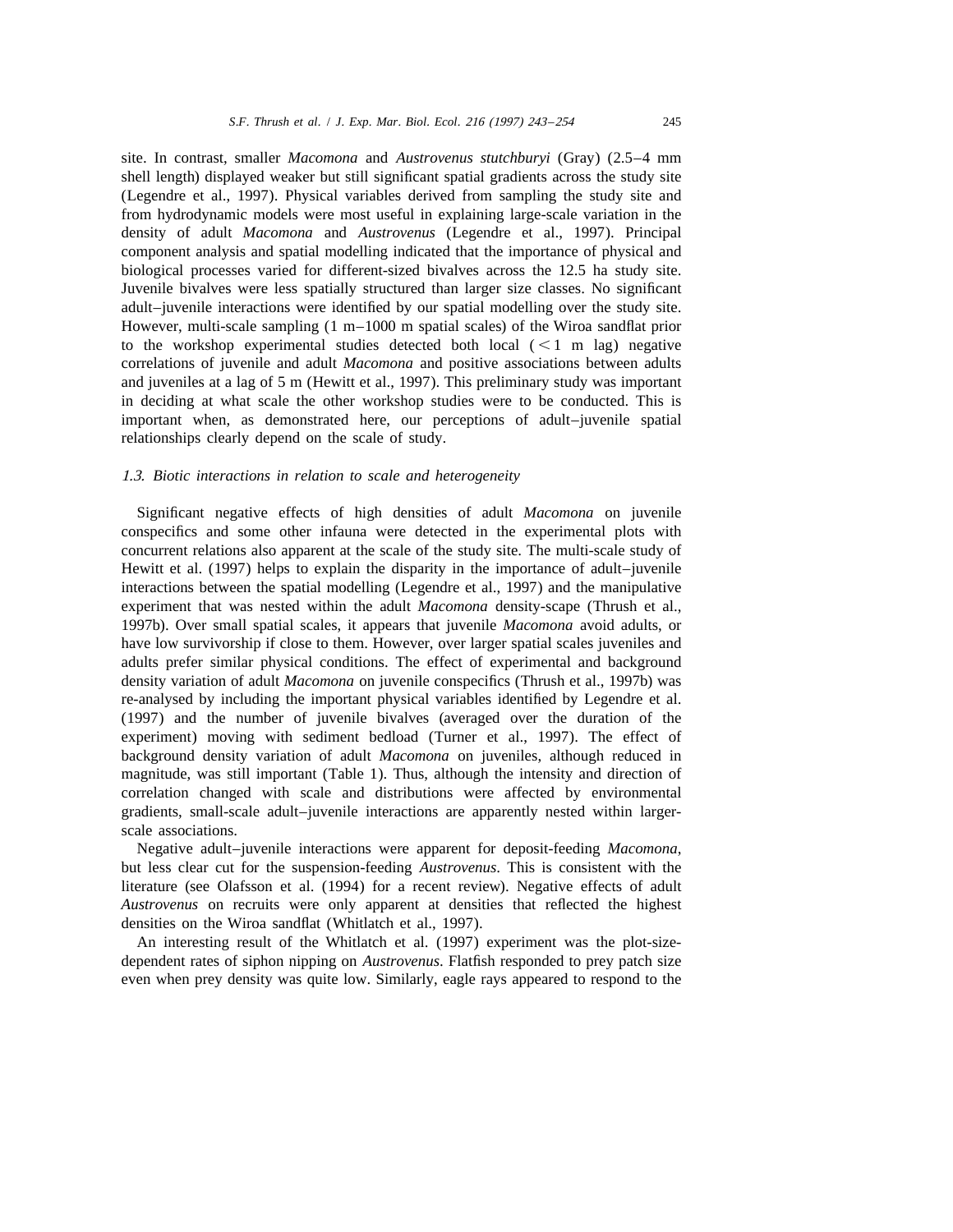site. In contrast, smaller *Macomona* and *Austrovenus stutchburyi* (Gray) (2.5–4 mm shell length) displayed weaker but still significant spatial gradients across the study site (Legendre et al., 1997). Physical variables derived from sampling the study site and from hydrodynamic models were most useful in explaining large-scale variation in the density of adult *Macomona* and *Austrovenus* (Legendre et al., 1997). Principal component analysis and spatial modelling indicated that the importance of physical and biological processes varied for different-sized bivalves across the 12.5 ha study site. Juvenile bivalves were less spatially structured than larger size classes. No significant adult–juvenile interactions were identified by our spatial modelling over the study site. However, multi-scale sampling (1 m–1000 m spatial scales) of the Wiroa sandflat prior to the workshop experimental studies detected both local ($<1$ m lag) negative correlations of juvenile and adult *Macomona* and positive associations between adults and juveniles at a lag of 5 m (Hewitt et al., 1997). This preliminary study was important in deciding at what scale the other workshop studies were to be conducted. This is important when, as demonstrated here, our perceptions of adult–juvenile spatial relationships clearly depend on the scale of study.

### *1.3. Biotic interactions in relation to scale and heterogeneity*

Significant negative effects of high densities of adult *Macomona* on juvenile conspecifics and some other infauna were detected in the experimental plots with concurrent relations also apparent at the scale of the study site. The multi-scale study of Hewitt et al. (1997) helps to explain the disparity in the importance of adult–juvenile interactions between the spatial modelling (Legendre et al., 1997) and the manipulative experiment that was nested within the adult *Macomona* density-scape (Thrush et al., 1997b). Over small spatial scales, it appears that juvenile *Macomona* avoid adults, or have low survivorship if close to them. However, over larger spatial scales juveniles and adults prefer similar physical conditions. The effect of experimental and background density variation of adult *Macomona* on juvenile conspecifics (Thrush et al., 1997b) was re-analysed by including the important physical variables identified by Legendre et al. (1997) and the number of juvenile bivalves (averaged over the duration of the experiment) moving with sediment bedload (Turner et al., 1997). The effect of background density variation of adult *Macomona* on juveniles, although reduced in magnitude, was still important (Table 1). Thus, although the intensity and direction of correlation changed with scale and distributions were affected by environmental gradients, small-scale adult–juvenile interactions are apparently nested within larger-scale associations.

Negative adult–juvenile interactions were apparent for deposit-feeding *Macomona*, but less clear cut for the suspension-feeding *Austrovenus*. This is consistent with the literature (see Olafsson et al. (1994) for a recent review). Negative effects of adult *Austrovenus* on recruits were only apparent at densities that reflected the highest densities on the Wiroa sandflat (Whitlatch et al., 1997).

An interesting result of the Whitlatch et al. (1997) experiment was the plot-size-dependent rates of siphon nipping on *Austrovenus*. Flatfish responded to prey patch size even when prey density was quite low. Similarly, eagle rays appeared to respond to the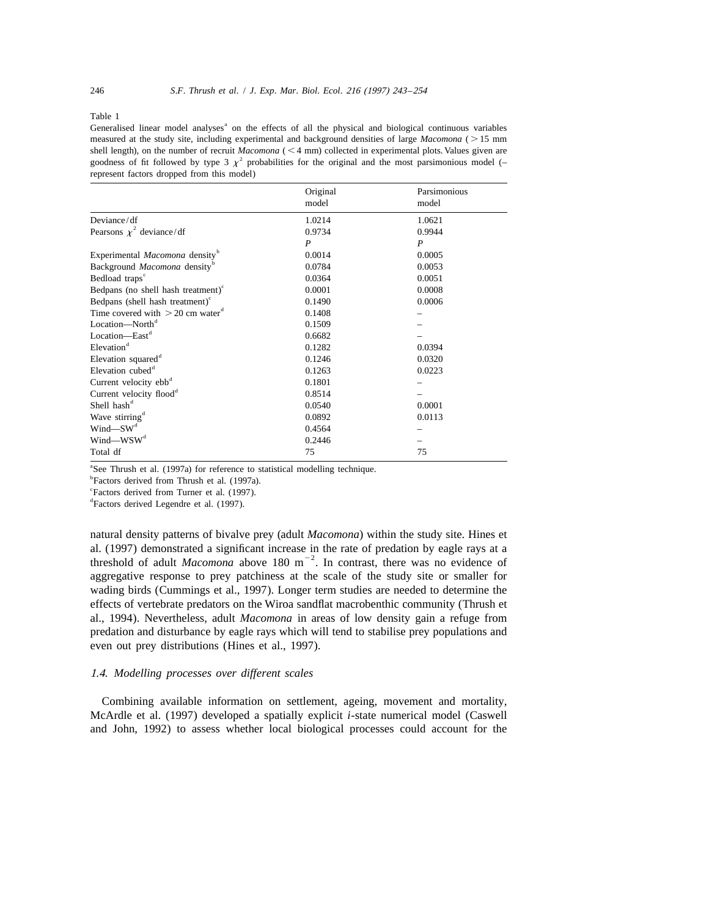Table 1

Generalised linear model analyses[a] on the effects of all the physical and biological continuous variables measured at the study site, including experimental and background densities of large *Macomona* ($>15$ mm shell length), on the number of recruit *Macomona* ($<4$ mm) collected in experimental plots. Values given are goodness of fit followed by type 3 $\chi^2$ probabilities for the original and the most parsimonious model (– represent factors dropped from this model)

| | Original model | Parsimonious model |
|---|---|---|
| Deviance/df | 1.0214 | 1.0621 |
| Pearsons $\chi^2$ deviance/df | 0.9734 | 0.9944 |
| | *P* | *P* |
| Experimental *Macomona* density[b] | 0.0014 | 0.0005 |
| Background *Macomona* density[b] | 0.0784 | 0.0053 |
| Bedload traps[c] | 0.0364 | 0.0051 |
| Bedpans (no shell hash treatment)[c] | 0.0001 | 0.0008 |
| Bedpans (shell hash treatment)[c] | 0.1490 | 0.0006 |
| Time covered with $>20$ cm water[d] | 0.1408 | – |
| Location—North[d] | 0.1509 | – |
| Location—East[d] | 0.6682 | – |
| Elevation[d] | 0.1282 | 0.0394 |
| Elevation squared[d] | 0.1246 | 0.0320 |
| Elevation cubed[d] | 0.1263 | 0.0223 |
| Current velocity ebb[d] | 0.1801 | – |
| Current velocity flood[d] | 0.8514 | – |
| Shell hash[d] | 0.0540 | 0.0001 |
| Wave stirring[d] | 0.0892 | 0.0113 |
| Wind—SW[d] | 0.4564 | – |
| Wind—WSW[d] | 0.2446 | – |
| Total df | 75 | 75 |

[a]See Thrush et al. (1997a) for reference to statistical modelling technique.
[b]Factors derived from Thrush et al. (1997a).
[c]Factors derived from Turner et al. (1997).
[d]Factors derived Legendre et al. (1997).

natural density patterns of bivalve prey (adult *Macomona*) within the study site. Hines et al. (1997) demonstrated a significant increase in the rate of predation by eagle rays at a threshold of adult *Macomona* above 180 $m^{-2}$. In contrast, there was no evidence of aggregative response to prey patchiness at the scale of the study site or smaller for wading birds (Cummings et al., 1997). Longer term studies are needed to determine the effects of vertebrate predators on the Wiroa sandflat macrobenthic community (Thrush et al., 1994). Nevertheless, adult *Macomona* in areas of low density gain a refuge from predation and disturbance by eagle rays which will tend to stabilise prey populations and even out prey distributions (Hines et al., 1997).

### *1.4. Modelling processes over different scales*

Combining available information on settlement, ageing, movement and mortality, McArdle et al. (1997) developed a spatially explicit *i*-state numerical model (Caswell and John, 1992) to assess whether local biological processes could account for the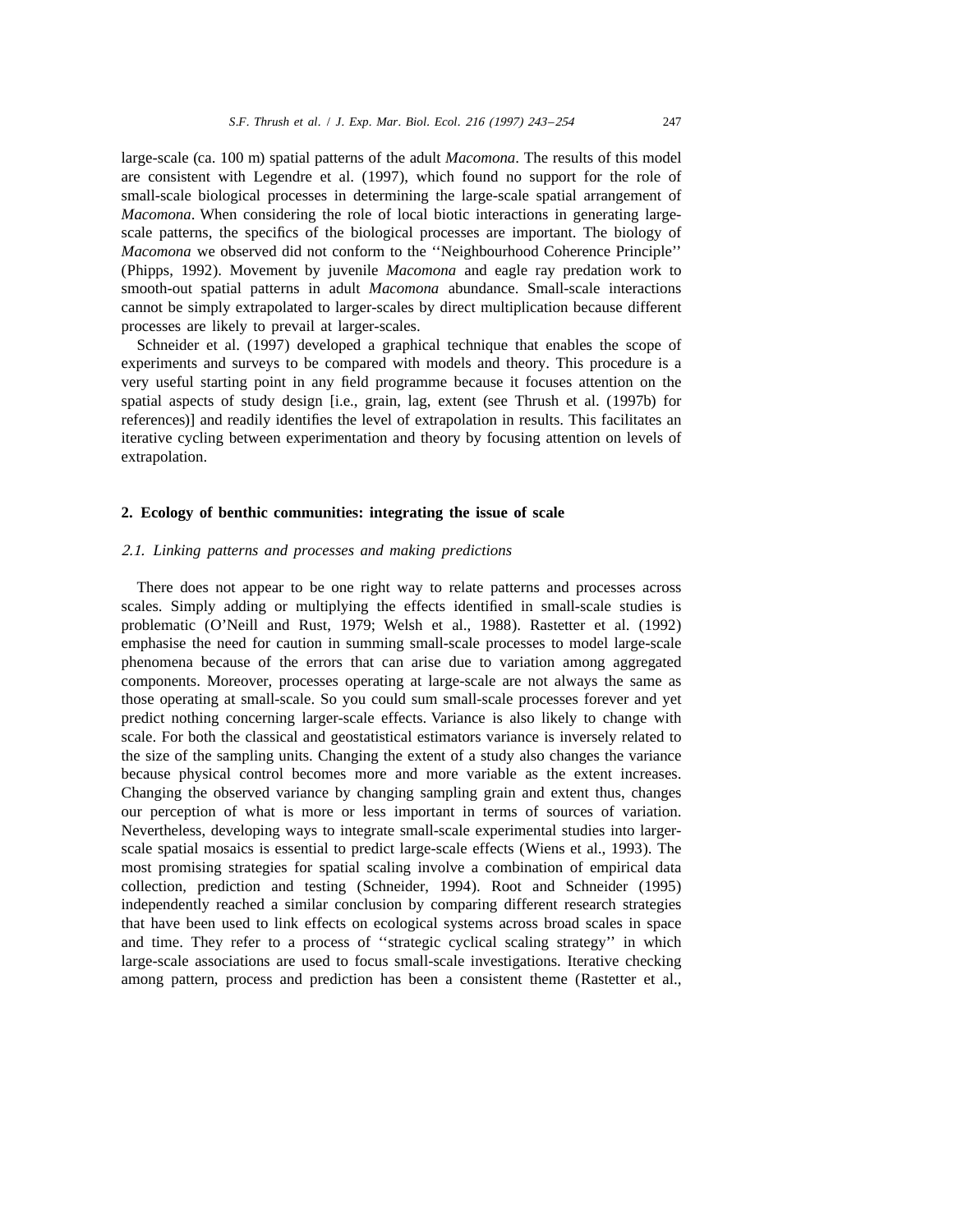large-scale (ca. 100 m) spatial patterns of the adult *Macomona*. The results of this model are consistent with Legendre et al. (1997), which found no support for the role of small-scale biological processes in determining the large-scale spatial arrangement of *Macomona*. When considering the role of local biotic interactions in generating large-scale patterns, the specifics of the biological processes are important. The biology of *Macomona* we observed did not conform to the ''Neighbourhood Coherence Principle'' (Phipps, 1992). Movement by juvenile *Macomona* and eagle ray predation work to smooth-out spatial patterns in adult *Macomona* abundance. Small-scale interactions cannot be simply extrapolated to larger-scales by direct multiplication because different processes are likely to prevail at larger-scales.

Schneider et al. (1997) developed a graphical technique that enables the scope of experiments and surveys to be compared with models and theory. This procedure is a very useful starting point in any field programme because it focuses attention on the spatial aspects of study design [i.e., grain, lag, extent (see Thrush et al. (1997b) for references)] and readily identifies the level of extrapolation in results. This facilitates an iterative cycling between experimentation and theory by focusing attention on levels of extrapolation.

## 2. Ecology of benthic communities: integrating the issue of scale

### *2.1. Linking patterns and processes and making predictions*

There does not appear to be one right way to relate patterns and processes across scales. Simply adding or multiplying the effects identified in small-scale studies is problematic (O'Neill and Rust, 1979; Welsh et al., 1988). Rastetter et al. (1992) emphasise the need for caution in summing small-scale processes to model large-scale phenomena because of the errors that can arise due to variation among aggregated components. Moreover, processes operating at large-scale are not always the same as those operating at small-scale. So you could sum small-scale processes forever and yet predict nothing concerning larger-scale effects. Variance is also likely to change with scale. For both the classical and geostatistical estimators variance is inversely related to the size of the sampling units. Changing the extent of a study also changes the variance because physical control becomes more and more variable as the extent increases. Changing the observed variance by changing sampling grain and extent thus, changes our perception of what is more or less important in terms of sources of variation. Nevertheless, developing ways to integrate small-scale experimental studies into larger-scale spatial mosaics is essential to predict large-scale effects (Wiens et al., 1993). The most promising strategies for spatial scaling involve a combination of empirical data collection, prediction and testing (Schneider, 1994). Root and Schneider (1995) independently reached a similar conclusion by comparing different research strategies that have been used to link effects on ecological systems across broad scales in space and time. They refer to a process of ''strategic cyclical scaling strategy'' in which large-scale associations are used to focus small-scale investigations. Iterative checking among pattern, process and prediction has been a consistent theme (Rastetter et al.,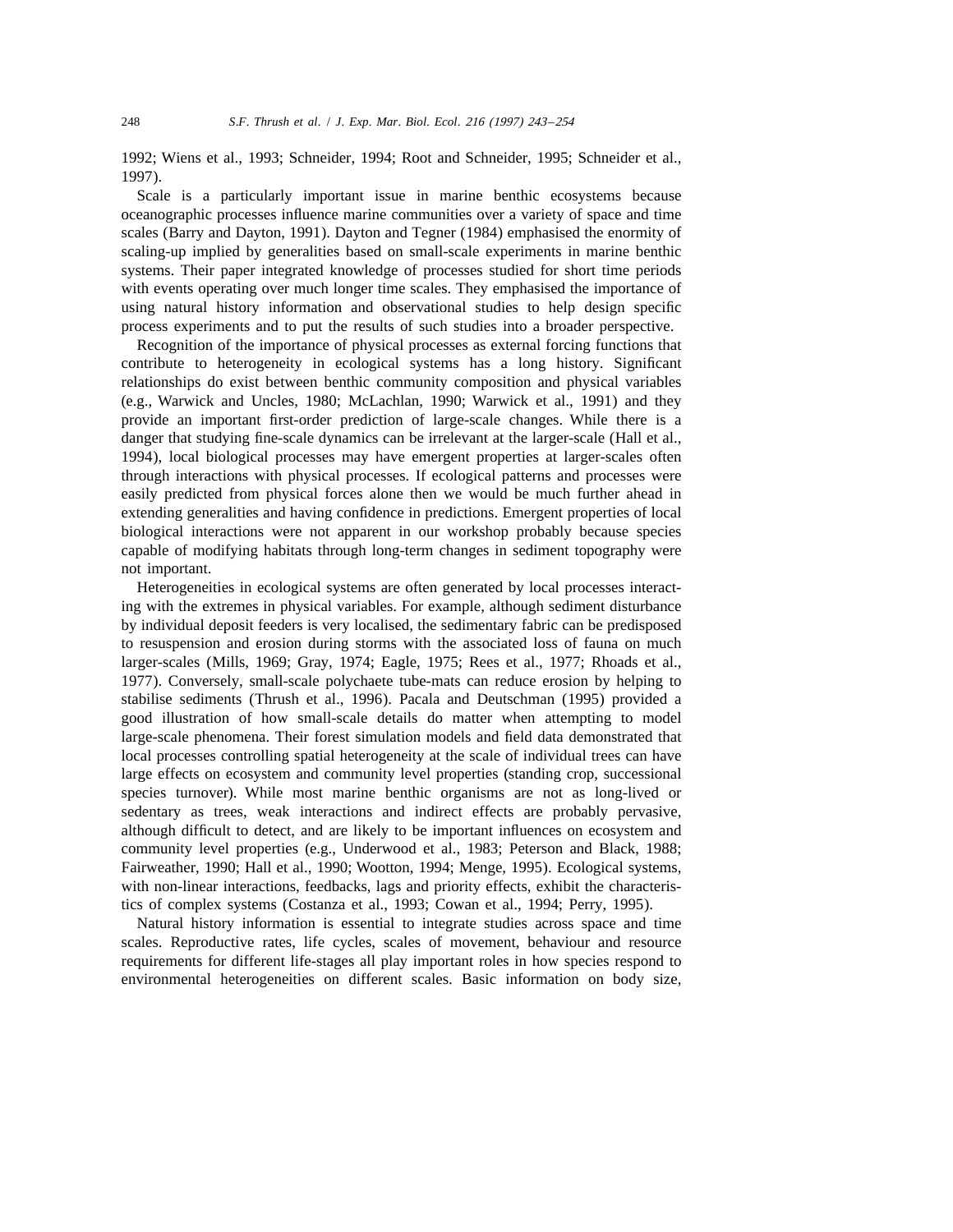1992; Wiens et al., 1993; Schneider, 1994; Root and Schneider, 1995; Schneider et al., 1997).

Scale is a particularly important issue in marine benthic ecosystems because oceanographic processes influence marine communities over a variety of space and time scales (Barry and Dayton, 1991). Dayton and Tegner (1984) emphasised the enormity of scaling-up implied by generalities based on small-scale experiments in marine benthic systems. Their paper integrated knowledge of processes studied for short time periods with events operating over much longer time scales. They emphasised the importance of using natural history information and observational studies to help design specific process experiments and to put the results of such studies into a broader perspective.

Recognition of the importance of physical processes as external forcing functions that contribute to heterogeneity in ecological systems has a long history. Significant relationships do exist between benthic community composition and physical variables (e.g., Warwick and Uncles, 1980; McLachlan, 1990; Warwick et al., 1991) and they provide an important first-order prediction of large-scale changes. While there is a danger that studying fine-scale dynamics can be irrelevant at the larger-scale (Hall et al., 1994), local biological processes may have emergent properties at larger-scales often through interactions with physical processes. If ecological patterns and processes were easily predicted from physical forces alone then we would be much further ahead in extending generalities and having confidence in predictions. Emergent properties of local biological interactions were not apparent in our workshop probably because species capable of modifying habitats through long-term changes in sediment topography were not important.

Heterogeneities in ecological systems are often generated by local processes interacting with the extremes in physical variables. For example, although sediment disturbance by individual deposit feeders is very localised, the sedimentary fabric can be predisposed to resuspension and erosion during storms with the associated loss of fauna on much larger-scales (Mills, 1969; Gray, 1974; Eagle, 1975; Rees et al., 1977; Rhoads et al., 1977). Conversely, small-scale polychaete tube-mats can reduce erosion by helping to stabilise sediments (Thrush et al., 1996). Pacala and Deutschman (1995) provided a good illustration of how small-scale details do matter when attempting to model large-scale phenomena. Their forest simulation models and field data demonstrated that local processes controlling spatial heterogeneity at the scale of individual trees can have large effects on ecosystem and community level properties (standing crop, successional species turnover). While most marine benthic organisms are not as long-lived or sedentary as trees, weak interactions and indirect effects are probably pervasive, although difficult to detect, and are likely to be important influences on ecosystem and community level properties (e.g., Underwood et al., 1983; Peterson and Black, 1988; Fairweather, 1990; Hall et al., 1990; Wootton, 1994; Menge, 1995). Ecological systems, with non-linear interactions, feedbacks, lags and priority effects, exhibit the characteristics of complex systems (Costanza et al., 1993; Cowan et al., 1994; Perry, 1995).

Natural history information is essential to integrate studies across space and time scales. Reproductive rates, life cycles, scales of movement, behaviour and resource requirements for different life-stages all play important roles in how species respond to environmental heterogeneities on different scales. Basic information on body size,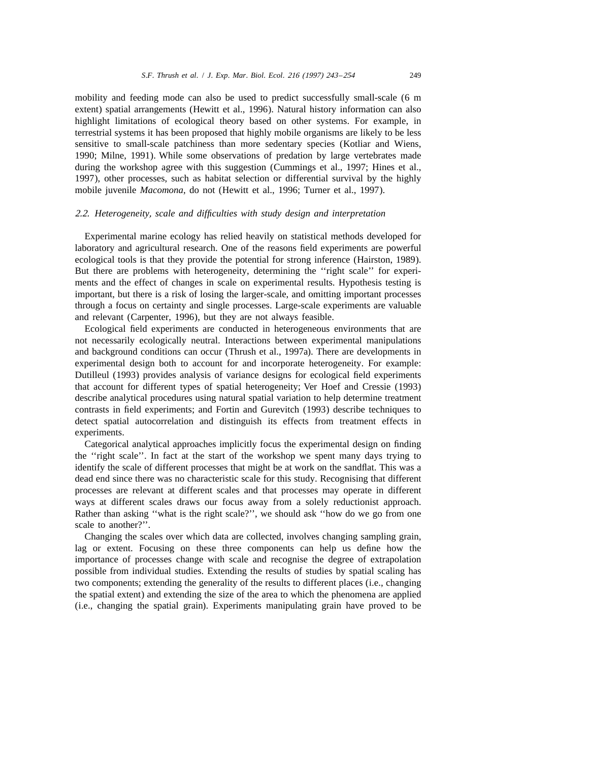mobility and feeding mode can also be used to predict successfully small-scale (6 m extent) spatial arrangements (Hewitt et al., 1996). Natural history information can also highlight limitations of ecological theory based on other systems. For example, in terrestrial systems it has been proposed that highly mobile organisms are likely to be less sensitive to small-scale patchiness than more sedentary species (Kotliar and Wiens, 1990; Milne, 1991). While some observations of predation by large vertebrates made during the workshop agree with this suggestion (Cummings et al., 1997; Hines et al., 1997), other processes, such as habitat selection or differential survival by the highly mobile juvenile *Macomona*, do not (Hewitt et al., 1996; Turner et al., 1997).

### *2.2. Heterogeneity, scale and difficulties with study design and interpretation*

Experimental marine ecology has relied heavily on statistical methods developed for laboratory and agricultural research. One of the reasons field experiments are powerful ecological tools is that they provide the potential for strong inference (Hairston, 1989). But there are problems with heterogeneity, determining the ''right scale'' for experiments and the effect of changes in scale on experimental results. Hypothesis testing is important, but there is a risk of losing the larger-scale, and omitting important processes through a focus on certainty and single processes. Large-scale experiments are valuable and relevant (Carpenter, 1996), but they are not always feasible.

Ecological field experiments are conducted in heterogeneous environments that are not necessarily ecologically neutral. Interactions between experimental manipulations and background conditions can occur (Thrush et al., 1997a). There are developments in experimental design both to account for and incorporate heterogeneity. For example: Dutilleul (1993) provides analysis of variance designs for ecological field experiments that account for different types of spatial heterogeneity; Ver Hoef and Cressie (1993) describe analytical procedures using natural spatial variation to help determine treatment contrasts in field experiments; and Fortin and Gurevitch (1993) describe techniques to detect spatial autocorrelation and distinguish its effects from treatment effects in experiments.

Categorical analytical approaches implicitly focus the experimental design on finding the ''right scale''. In fact at the start of the workshop we spent many days trying to identify the scale of different processes that might be at work on the sandflat. This was a dead end since there was no characteristic scale for this study. Recognising that different processes are relevant at different scales and that processes may operate in different ways at different scales draws our focus away from a solely reductionist approach. Rather than asking ''what is the right scale?'', we should ask ''how do we go from one scale to another?''.

Changing the scales over which data are collected, involves changing sampling grain, lag or extent. Focusing on these three components can help us define how the importance of processes change with scale and recognise the degree of extrapolation possible from individual studies. Extending the results of studies by spatial scaling has two components; extending the generality of the results to different places (i.e., changing the spatial extent) and extending the size of the area to which the phenomena are applied (i.e., changing the spatial grain). Experiments manipulating grain have proved to be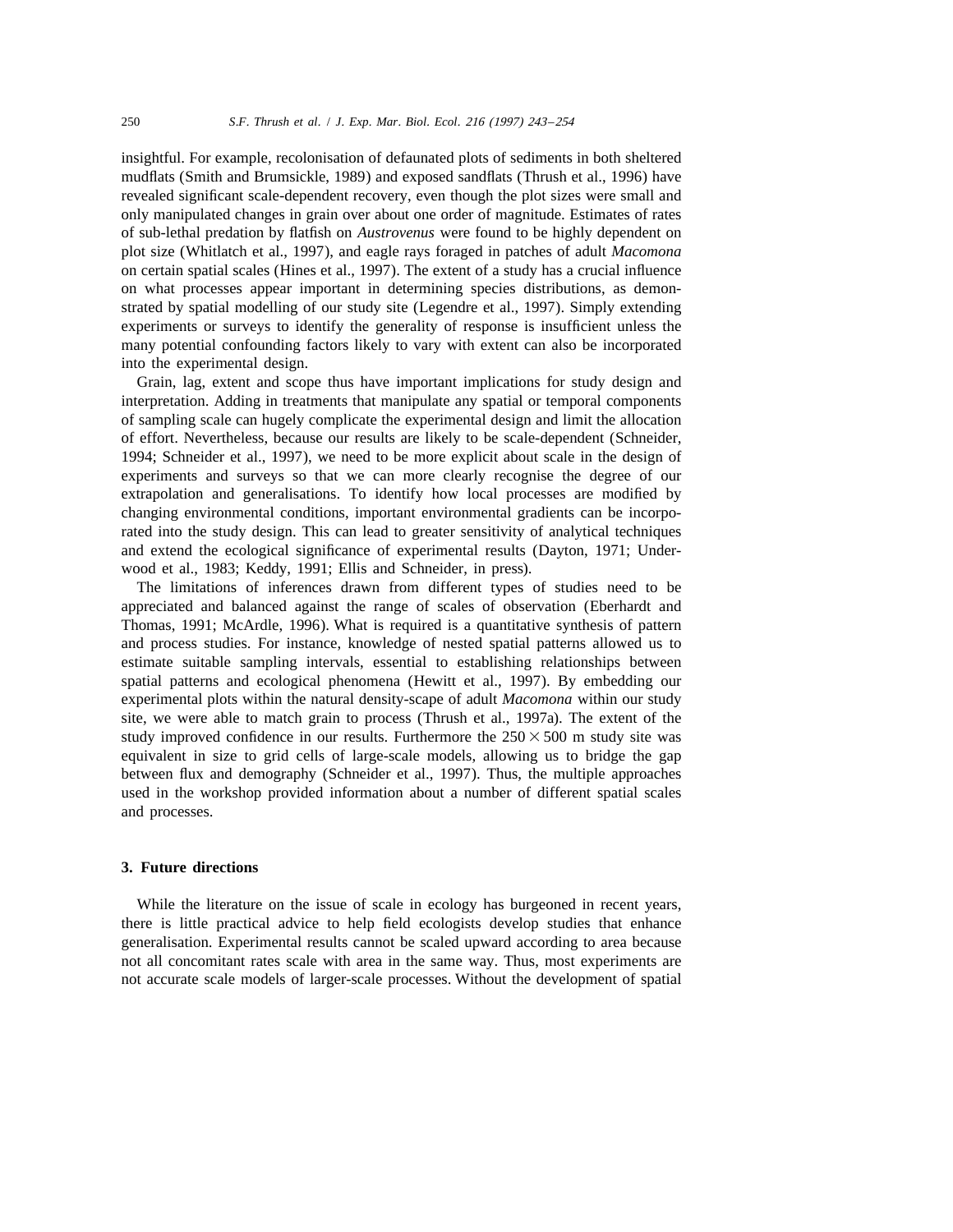insightful. For example, recolonisation of defaunated plots of sediments in both sheltered mudflats (Smith and Brumsickle, 1989) and exposed sandflats (Thrush et al., 1996) have revealed significant scale-dependent recovery, even though the plot sizes were small and only manipulated changes in grain over about one order of magnitude. Estimates of rates of sub-lethal predation by flatfish on *Austrovenus* were found to be highly dependent on plot size (Whitlatch et al., 1997), and eagle rays foraged in patches of adult *Macomona* on certain spatial scales (Hines et al., 1997). The extent of a study has a crucial influence on what processes appear important in determining species distributions, as demonstrated by spatial modelling of our study site (Legendre et al., 1997). Simply extending experiments or surveys to identify the generality of response is insufficient unless the many potential confounding factors likely to vary with extent can also be incorporated into the experimental design.

Grain, lag, extent and scope thus have important implications for study design and interpretation. Adding in treatments that manipulate any spatial or temporal components of sampling scale can hugely complicate the experimental design and limit the allocation of effort. Nevertheless, because our results are likely to be scale-dependent (Schneider, 1994; Schneider et al., 1997), we need to be more explicit about scale in the design of experiments and surveys so that we can more clearly recognise the degree of our extrapolation and generalisations. To identify how local processes are modified by changing environmental conditions, important environmental gradients can be incorporated into the study design. This can lead to greater sensitivity of analytical techniques and extend the ecological significance of experimental results (Dayton, 1971; Underwood et al., 1983; Keddy, 1991; Ellis and Schneider, in press).

The limitations of inferences drawn from different types of studies need to be appreciated and balanced against the range of scales of observation (Eberhardt and Thomas, 1991; McArdle, 1996). What is required is a quantitative synthesis of pattern and process studies. For instance, knowledge of nested spatial patterns allowed us to estimate suitable sampling intervals, essential to establishing relationships between spatial patterns and ecological phenomena (Hewitt et al., 1997). By embedding our experimental plots within the natural density-scape of adult *Macomona* within our study site, we were able to match grain to process (Thrush et al., 1997a). The extent of the study improved confidence in our results. Furthermore the $250 \times 500$ m study site was equivalent in size to grid cells of large-scale models, allowing us to bridge the gap between flux and demography (Schneider et al., 1997). Thus, the multiple approaches used in the workshop provided information about a number of different spatial scales and processes.

## 3. Future directions

While the literature on the issue of scale in ecology has burgeoned in recent years, there is little practical advice to help field ecologists develop studies that enhance generalisation. Experimental results cannot be scaled upward according to area because not all concomitant rates scale with area in the same way. Thus, most experiments are not accurate scale models of larger-scale processes. Without the development of spatial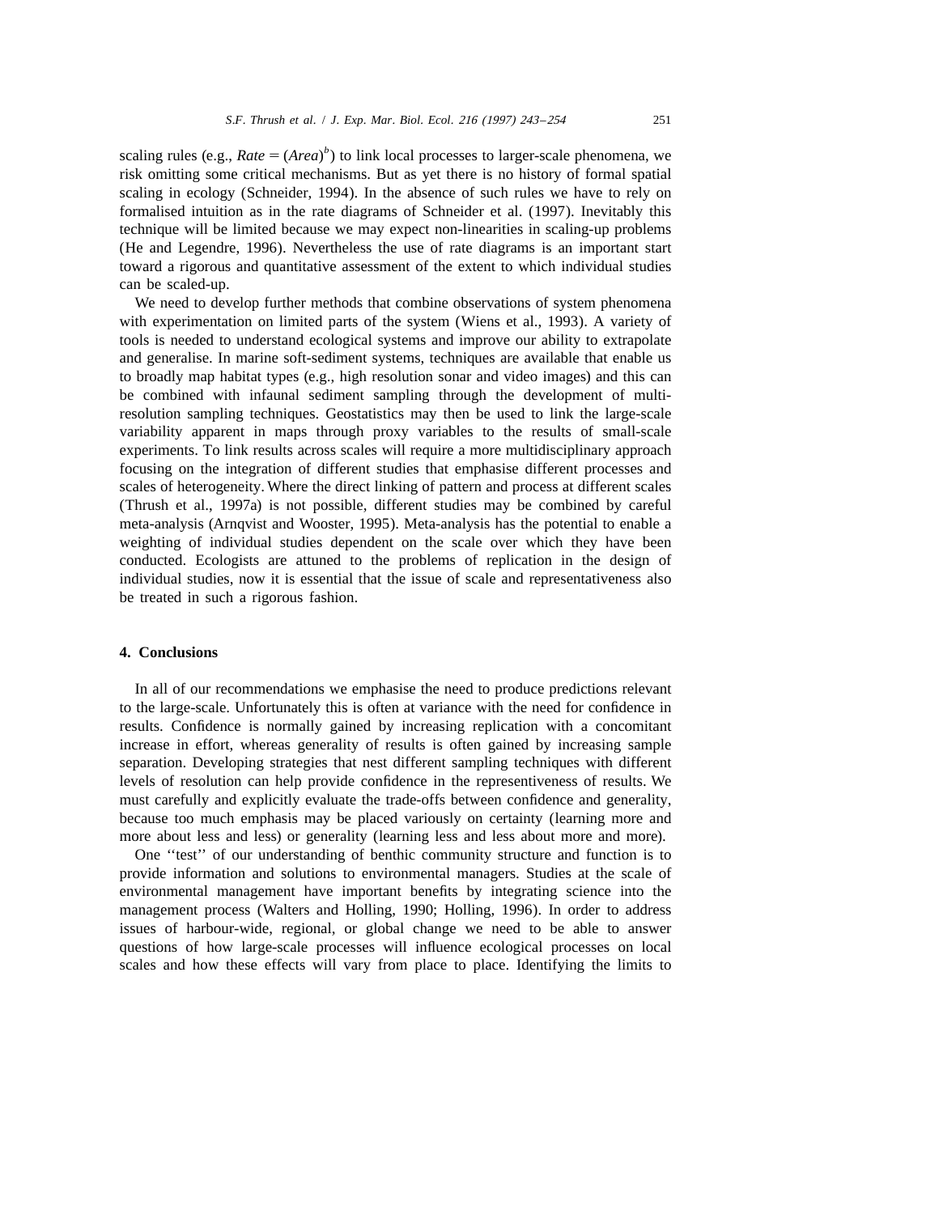scaling rules (e.g., $Rate = (Area)^b$) to link local processes to larger-scale phenomena, we risk omitting some critical mechanisms. But as yet there is no history of formal spatial scaling in ecology (Schneider, 1994). In the absence of such rules we have to rely on formalised intuition as in the rate diagrams of Schneider et al. (1997). Inevitably this technique will be limited because we may expect non-linearities in scaling-up problems (He and Legendre, 1996). Nevertheless the use of rate diagrams is an important start toward a rigorous and quantitative assessment of the extent to which individual studies can be scaled-up.

We need to develop further methods that combine observations of system phenomena with experimentation on limited parts of the system (Wiens et al., 1993). A variety of tools is needed to understand ecological systems and improve our ability to extrapolate and generalise. In marine soft-sediment systems, techniques are available that enable us to broadly map habitat types (e.g., high resolution sonar and video images) and this can be combined with infaunal sediment sampling through the development of multi-resolution sampling techniques. Geostatistics may then be used to link the large-scale variability apparent in maps through proxy variables to the results of small-scale experiments. To link results across scales will require a more multidisciplinary approach focusing on the integration of different studies that emphasise different processes and scales of heterogeneity. Where the direct linking of pattern and process at different scales (Thrush et al., 1997a) is not possible, different studies may be combined by careful meta-analysis (Arnqvist and Wooster, 1995). Meta-analysis has the potential to enable a weighting of individual studies dependent on the scale over which they have been conducted. Ecologists are attuned to the problems of replication in the design of individual studies, now it is essential that the issue of scale and representativeness also be treated in such a rigorous fashion.

## 4. Conclusions

In all of our recommendations we emphasise the need to produce predictions relevant to the large-scale. Unfortunately this is often at variance with the need for confidence in results. Confidence is normally gained by increasing replication with a concomitant increase in effort, whereas generality of results is often gained by increasing sample separation. Developing strategies that nest different sampling techniques with different levels of resolution can help provide confidence in the representiveness of results. We must carefully and explicitly evaluate the trade-offs between confidence and generality, because too much emphasis may be placed variously on certainty (learning more and more about less and less) or generality (learning less and less about more and more).

One ''test'' of our understanding of benthic community structure and function is to provide information and solutions to environmental managers. Studies at the scale of environmental management have important benefits by integrating science into the management process (Walters and Holling, 1990; Holling, 1996). In order to address issues of harbour-wide, regional, or global change we need to be able to answer questions of how large-scale processes will influence ecological processes on local scales and how these effects will vary from place to place. Identifying the limits to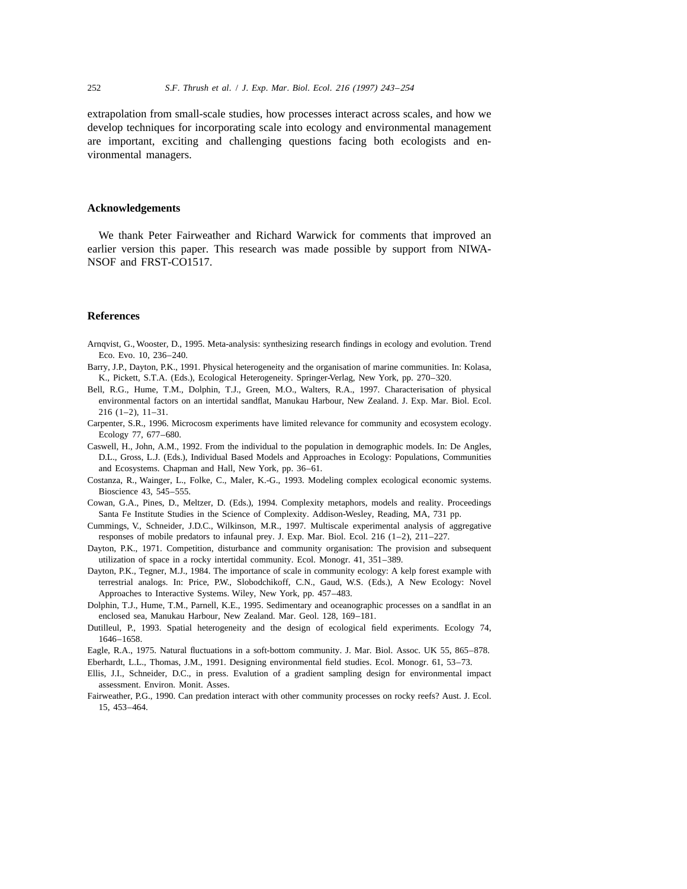extrapolation from small-scale studies, how processes interact across scales, and how we develop techniques for incorporating scale into ecology and environmental management are important, exciting and challenging questions facing both ecologists and environmental managers.

## Acknowledgements

We thank Peter Fairweather and Richard Warwick for comments that improved an earlier version this paper. This research was made possible by support from NIWA-NSOF and FRST-CO1517.

## References

Arnqvist, G., Wooster, D., 1995. Meta-analysis: synthesizing research findings in ecology and evolution. Trend Eco. Evo. 10, 236–240.

Barry, J.P., Dayton, P.K., 1991. Physical heterogeneity and the organisation of marine communities. In: Kolasa, K., Pickett, S.T.A. (Eds.), Ecological Heterogeneity. Springer-Verlag, New York, pp. 270–320.

Bell, R.G., Hume, T.M., Dolphin, T.J., Green, M.O., Walters, R.A., 1997. Characterisation of physical environmental factors on an intertidal sandflat, Manukau Harbour, New Zealand. J. Exp. Mar. Biol. Ecol. 216 (1–2), 11–31.

Carpenter, S.R., 1996. Microcosm experiments have limited relevance for community and ecosystem ecology. Ecology 77, 677–680.

Caswell, H., John, A.M., 1992. From the individual to the population in demographic models. In: De Angles, D.L., Gross, L.J. (Eds.), Individual Based Models and Approaches in Ecology: Populations, Communities and Ecosystems. Chapman and Hall, New York, pp. 36–61.

Costanza, R., Wainger, L., Folke, C., Maler, K.-G., 1993. Modeling complex ecological economic systems. Bioscience 43, 545–555.

Cowan, G.A., Pines, D., Meltzer, D. (Eds.), 1994. Complexity metaphors, models and reality. Proceedings Santa Fe Institute Studies in the Science of Complexity. Addison-Wesley, Reading, MA, 731 pp.

Cummings, V., Schneider, J.D.C., Wilkinson, M.R., 1997. Multiscale experimental analysis of aggregative responses of mobile predators to infaunal prey. J. Exp. Mar. Biol. Ecol. 216 (1–2), 211–227.

Dayton, P.K., 1971. Competition, disturbance and community organisation: The provision and subsequent utilization of space in a rocky intertidal community. Ecol. Monogr. 41, 351–389.

Dayton, P.K., Tegner, M.J., 1984. The importance of scale in community ecology: A kelp forest example with terrestrial analogs. In: Price, P.W., Slobodchikoff, C.N., Gaud, W.S. (Eds.), A New Ecology: Novel Approaches to Interactive Systems. Wiley, New York, pp. 457–483.

Dolphin, T.J., Hume, T.M., Parnell, K.E., 1995. Sedimentary and oceanographic processes on a sandflat in an enclosed sea, Manukau Harbour, New Zealand. Mar. Geol. 128, 169–181.

Dutilleul, P., 1993. Spatial heterogeneity and the design of ecological field experiments. Ecology 74, 1646–1658.

Eagle, R.A., 1975. Natural fluctuations in a soft-bottom community. J. Mar. Biol. Assoc. UK 55, 865–878.

Eberhardt, L.L., Thomas, J.M., 1991. Designing environmental field studies. Ecol. Monogr. 61, 53–73.

Ellis, J.I., Schneider, D.C., in press. Evalution of a gradient sampling design for environmental impact assessment. Environ. Monit. Asses.

Fairweather, P.G., 1990. Can predation interact with other community processes on rocky reefs? Aust. J. Ecol. 15, 453–464.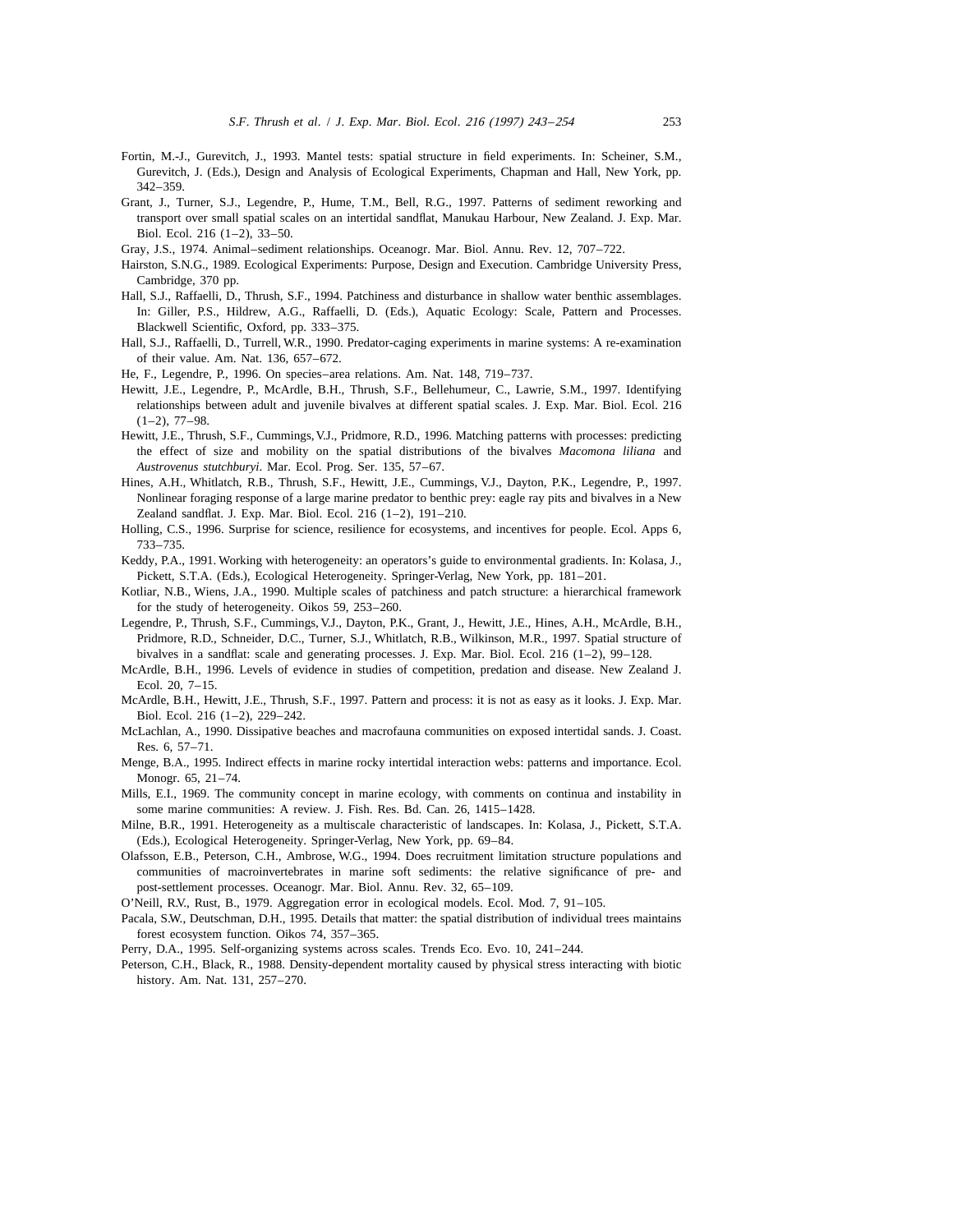Fortin, M.-J., Gurevitch, J., 1993. Mantel tests: spatial structure in field experiments. In: Scheiner, S.M., Gurevitch, J. (Eds.), Design and Analysis of Ecological Experiments, Chapman and Hall, New York, pp. 342–359.

Grant, J., Turner, S.J., Legendre, P., Hume, T.M., Bell, R.G., 1997. Patterns of sediment reworking and transport over small spatial scales on an intertidal sandflat, Manukau Harbour, New Zealand. J. Exp. Mar. Biol. Ecol. 216 (1–2), 33–50.

Gray, J.S., 1974. Animal–sediment relationships. Oceanogr. Mar. Biol. Annu. Rev. 12, 707–722.

Hairston, S.N.G., 1989. Ecological Experiments: Purpose, Design and Execution. Cambridge University Press, Cambridge, 370 pp.

Hall, S.J., Raffaelli, D., Thrush, S.F., 1994. Patchiness and disturbance in shallow water benthic assemblages. In: Giller, P.S., Hildrew, A.G., Raffaelli, D. (Eds.), Aquatic Ecology: Scale, Pattern and Processes. Blackwell Scientific, Oxford, pp. 333–375.

Hall, S.J., Raffaelli, D., Turrell, W.R., 1990. Predator-caging experiments in marine systems: A re-examination of their value. Am. Nat. 136, 657–672.

He, F., Legendre, P., 1996. On species–area relations. Am. Nat. 148, 719–737.

Hewitt, J.E., Legendre, P., McArdle, B.H., Thrush, S.F., Bellehumeur, C., Lawrie, S.M., 1997. Identifying relationships between adult and juvenile bivalves at different spatial scales. J. Exp. Mar. Biol. Ecol. 216 (1–2), 77–98.

Hewitt, J.E., Thrush, S.F., Cummings, V.J., Pridmore, R.D., 1996. Matching patterns with processes: predicting the effect of size and mobility on the spatial distributions of the bivalves *Macomona liliana* and *Austrovenus stutchburyi*. Mar. Ecol. Prog. Ser. 135, 57–67.

Hines, A.H., Whitlatch, R.B., Thrush, S.F., Hewitt, J.E., Cummings, V.J., Dayton, P.K., Legendre, P., 1997. Nonlinear foraging response of a large marine predator to benthic prey: eagle ray pits and bivalves in a New Zealand sandflat. J. Exp. Mar. Biol. Ecol. 216 (1–2), 191–210.

Holling, C.S., 1996. Surprise for science, resilience for ecosystems, and incentives for people. Ecol. Apps 6, 733–735.

Keddy, P.A., 1991. Working with heterogeneity: an operators's guide to environmental gradients. In: Kolasa, J., Pickett, S.T.A. (Eds.), Ecological Heterogeneity. Springer-Verlag, New York, pp. 181–201.

Kotliar, N.B., Wiens, J.A., 1990. Multiple scales of patchiness and patch structure: a hierarchical framework for the study of heterogeneity. Oikos 59, 253–260.

Legendre, P., Thrush, S.F., Cummings, V.J., Dayton, P.K., Grant, J., Hewitt, J.E., Hines, A.H., McArdle, B.H., Pridmore, R.D., Schneider, D.C., Turner, S.J., Whitlatch, R.B., Wilkinson, M.R., 1997. Spatial structure of bivalves in a sandflat: scale and generating processes. J. Exp. Mar. Biol. Ecol. 216 (1–2), 99–128.

McArdle, B.H., 1996. Levels of evidence in studies of competition, predation and disease. New Zealand J. Ecol. 20, 7–15.

McArdle, B.H., Hewitt, J.E., Thrush, S.F., 1997. Pattern and process: it is not as easy as it looks. J. Exp. Mar. Biol. Ecol. 216 (1–2), 229–242.

McLachlan, A., 1990. Dissipative beaches and macrofauna communities on exposed intertidal sands. J. Coast. Res. 6, 57–71.

Menge, B.A., 1995. Indirect effects in marine rocky intertidal interaction webs: patterns and importance. Ecol. Monogr. 65, 21–74.

Mills, E.I., 1969. The community concept in marine ecology, with comments on continua and instability in some marine communities: A review. J. Fish. Res. Bd. Can. 26, 1415–1428.

Milne, B.R., 1991. Heterogeneity as a multiscale characteristic of landscapes. In: Kolasa, J., Pickett, S.T.A. (Eds.), Ecological Heterogeneity. Springer-Verlag, New York, pp. 69–84.

Olafsson, E.B., Peterson, C.H., Ambrose, W.G., 1994. Does recruitment limitation structure populations and communities of macroinvertebrates in marine soft sediments: the relative significance of pre- and post-settlement processes. Oceanogr. Mar. Biol. Annu. Rev. 32, 65–109.

O'Neill, R.V., Rust, B., 1979. Aggregation error in ecological models. Ecol. Mod. 7, 91–105.

Pacala, S.W., Deutschman, D.H., 1995. Details that matter: the spatial distribution of individual trees maintains forest ecosystem function. Oikos 74, 357–365.

Perry, D.A., 1995. Self-organizing systems across scales. Trends Eco. Evo. 10, 241–244.

Peterson, C.H., Black, R., 1988. Density-dependent mortality caused by physical stress interacting with biotic history. Am. Nat. 131, 257–270.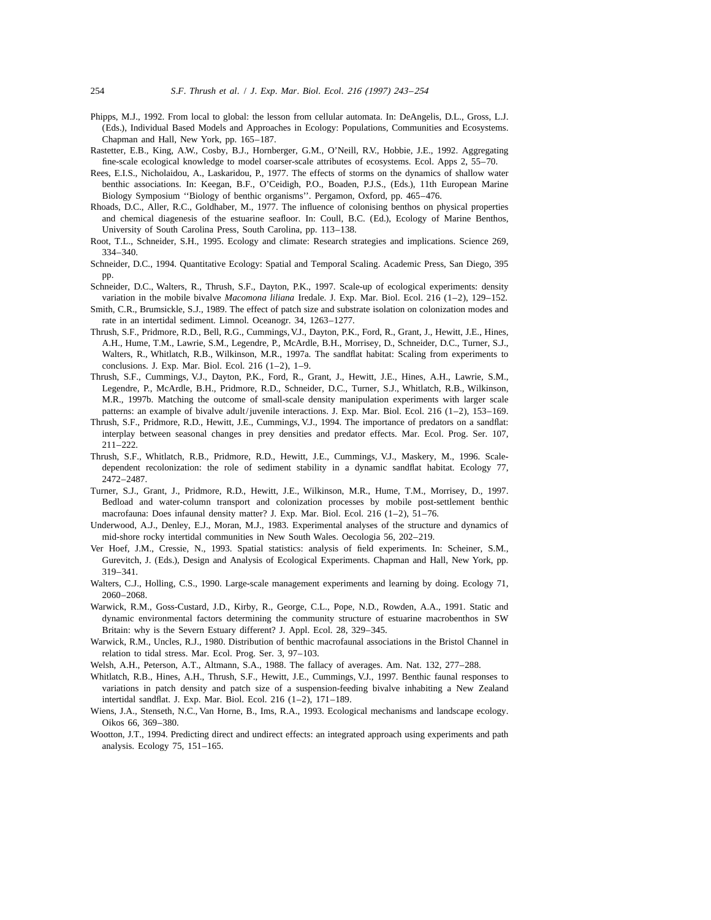Phipps, M.J., 1992. From local to global: the lesson from cellular automata. In: DeAngelis, D.L., Gross, L.J. (Eds.), Individual Based Models and Approaches in Ecology: Populations, Communities and Ecosystems. Chapman and Hall, New York, pp. 165–187.

Rastetter, E.B., King, A.W., Cosby, B.J., Hornberger, G.M., O'Neill, R.V., Hobbie, J.E., 1992. Aggregating fine-scale ecological knowledge to model coarser-scale attributes of ecosystems. Ecol. Apps 2, 55–70.

Rees, E.I.S., Nicholaidou, A., Laskaridou, P., 1977. The effects of storms on the dynamics of shallow water benthic associations. In: Keegan, B.F., O'Ceidigh, P.O., Boaden, P.J.S., (Eds.), 11th European Marine Biology Symposium ''Biology of benthic organisms''. Pergamon, Oxford, pp. 465–476.

Rhoads, D.C., Aller, R.C., Goldhaber, M., 1977. The influence of colonising benthos on physical properties and chemical diagenesis of the estuarine seafloor. In: Coull, B.C. (Ed.), Ecology of Marine Benthos, University of South Carolina Press, South Carolina, pp. 113–138.

Root, T.L., Schneider, S.H., 1995. Ecology and climate: Research strategies and implications. Science 269, 334–340.

Schneider, D.C., 1994. Quantitative Ecology: Spatial and Temporal Scaling. Academic Press, San Diego, 395 pp.

Schneider, D.C., Walters, R., Thrush, S.F., Dayton, P.K., 1997. Scale-up of ecological experiments: density variation in the mobile bivalve *Macomona liliana* Iredale. J. Exp. Mar. Biol. Ecol. 216 (1–2), 129–152.

Smith, C.R., Brumsickle, S.J., 1989. The effect of patch size and substrate isolation on colonization modes and rate in an intertidal sediment. Limnol. Oceanogr. 34, 1263–1277.

Thrush, S.F., Pridmore, R.D., Bell, R.G., Cummings, V.J., Dayton, P.K., Ford, R., Grant, J., Hewitt, J.E., Hines, A.H., Hume, T.M., Lawrie, S.M., Legendre, P., McArdle, B.H., Morrisey, D., Schneider, D.C., Turner, S.J., Walters, R., Whitlatch, R.B., Wilkinson, M.R., 1997a. The sandflat habitat: Scaling from experiments to conclusions. J. Exp. Mar. Biol. Ecol. 216 (1–2), 1–9.

Thrush, S.F., Cummings, V.J., Dayton, P.K., Ford, R., Grant, J., Hewitt, J.E., Hines, A.H., Lawrie, S.M., Legendre, P., McArdle, B.H., Pridmore, R.D., Schneider, D.C., Turner, S.J., Whitlatch, R.B., Wilkinson, M.R., 1997b. Matching the outcome of small-scale density manipulation experiments with larger scale patterns: an example of bivalve adult/juvenile interactions. J. Exp. Mar. Biol. Ecol. 216 (1–2), 153–169.

Thrush, S.F., Pridmore, R.D., Hewitt, J.E., Cummings, V.J., 1994. The importance of predators on a sandflat: interplay between seasonal changes in prey densities and predator effects. Mar. Ecol. Prog. Ser. 107, 211–222.

Thrush, S.F., Whitlatch, R.B., Pridmore, R.D., Hewitt, J.E., Cummings, V.J., Maskery, M., 1996. Scale-dependent recolonization: the role of sediment stability in a dynamic sandflat habitat. Ecology 77, 2472–2487.

Turner, S.J., Grant, J., Pridmore, R.D., Hewitt, J.E., Wilkinson, M.R., Hume, T.M., Morrisey, D., 1997. Bedload and water-column transport and colonization processes by mobile post-settlement benthic macrofauna: Does infaunal density matter? J. Exp. Mar. Biol. Ecol. 216 (1–2), 51–76.

Underwood, A.J., Denley, E.J., Moran, M.J., 1983. Experimental analyses of the structure and dynamics of mid-shore rocky intertidal communities in New South Wales. Oecologia 56, 202–219.

Ver Hoef, J.M., Cressie, N., 1993. Spatial statistics: analysis of field experiments. In: Scheiner, S.M., Gurevitch, J. (Eds.), Design and Analysis of Ecological Experiments. Chapman and Hall, New York, pp. 319–341.

Walters, C.J., Holling, C.S., 1990. Large-scale management experiments and learning by doing. Ecology 71, 2060–2068.

Warwick, R.M., Goss-Custard, J.D., Kirby, R., George, C.L., Pope, N.D., Rowden, A.A., 1991. Static and dynamic environmental factors determining the community structure of estuarine macrobenthos in SW Britain: why is the Severn Estuary different? J. Appl. Ecol. 28, 329–345.

Warwick, R.M., Uncles, R.J., 1980. Distribution of benthic macrofaunal associations in the Bristol Channel in relation to tidal stress. Mar. Ecol. Prog. Ser. 3, 97–103.

Welsh, A.H., Peterson, A.T., Altmann, S.A., 1988. The fallacy of averages. Am. Nat. 132, 277–288.

Whitlatch, R.B., Hines, A.H., Thrush, S.F., Hewitt, J.E., Cummings, V.J., 1997. Benthic faunal responses to variations in patch density and patch size of a suspension-feeding bivalve inhabiting a New Zealand intertidal sandflat. J. Exp. Mar. Biol. Ecol. 216 (1–2), 171–189.

Wiens, J.A., Stenseth, N.C., Van Horne, B., Ims, R.A., 1993. Ecological mechanisms and landscape ecology. Oikos 66, 369–380.

Wootton, J.T., 1994. Predicting direct and undirect effects: an integrated approach using experiments and path analysis. Ecology 75, 151–165.